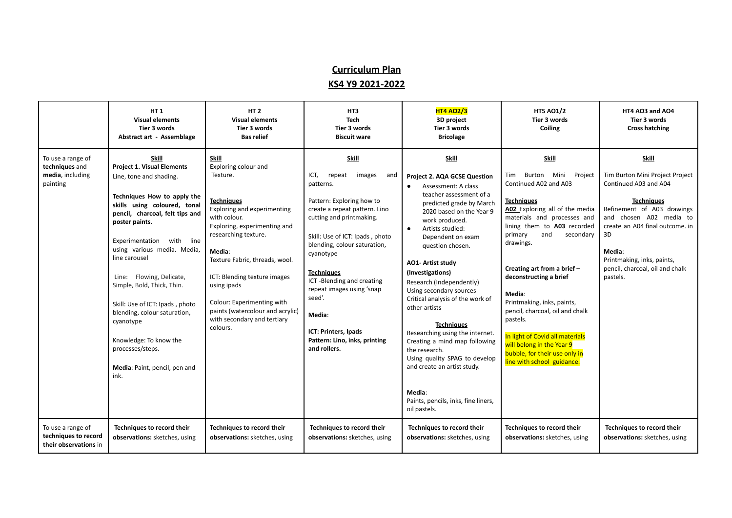# Curriculum Plan

## KS4 Y9 2021-2022

| | HT 1<br>Visual elements<br>Tier 3 words<br>Abstract art - Assemblage | HT 2<br>Visual elements<br>Tier 3 words<br>Bas relief | HT3<br>Tech<br>Tier 3 words<br>Biscuit ware | HT4 AO2/3<br>3D project<br>Tier 3 words<br>Bricolage | HT5 AO1/2<br>Tier 3 words<br>Coiling | HT4 AO3 and AO4<br>Tier 3 words<br>Cross hatching |
|---|---|---|---|---|---|---|
| To use a range of **techniques** and **media**, including painting | **Skill**<br>**Project 1. Visual Elements**<br>Line, tone and shading.<br><br>**Techniques How to apply the skills using coloured, tonal pencil, charcoal, felt tips and poster paints.**<br><br>Experimentation with line using various media. Media, line carousel<br><br>Line: Flowing, Delicate, Simple, Bold, Thick, Thin.<br><br>Skill: Use of ICT: Ipads , photo blending, colour saturation, cyanotype<br><br>Knowledge: To know the processes/steps.<br><br>**Media**: Paint, pencil, pen and ink. | **Skill**<br>Exploring colour and Texture.<br><br>**Techniques**<br>Exploring and experimenting with colour.<br>Exploring, experimenting and researching texture.<br><br>**Media**:<br>Texture Fabric, threads, wool.<br><br>ICT: Blending texture images using ipads<br><br>Colour: Experimenting with paints (watercolour and acrylic) with secondary and tertiary colours. | **Skill**<br>ICT, repeat images and patterns.<br><br>Pattern: Exploring how to create a repeat pattern. Lino cutting and printmaking.<br><br>Skill: Use of ICT: Ipads , photo blending, colour saturation, cyanotype<br><br>**Techniques**<br>ICT -Blending and creating repeat images using 'snap seed'.<br><br>**Media**:<br><br>**ICT: Printers, Ipads**<br>**Pattern: Lino, inks, printing and rollers.** | **Skill**<br><br>**Project 2. AQA GCSE Question**<br>• Assessment: A class teacher assessment of a predicted grade by March 2020 based on the Year 9 work produced.<br>• Artists studied: Dependent on exam question chosen.<br><br>**AO1- Artist study (Investigations)**<br>Research (Independently)<br>Using secondary sources<br>Critical analysis of the work of other artists<br><br>**Techniques**<br>Researching using the internet.<br>Creating a mind map following the research.<br>Using quality SPAG to develop and create an artist study.<br><br>**Media**:<br>Paints, pencils, inks, fine liners, oil pastels. | **Skill**<br><br>Tim Burton Mini Project Continued A02 and A03<br><br>**Techniques**<br>**A02** Exploring all of the media materials and processes and lining them to **A03** recorded primary and secondary drawings.<br><br>**Creating art from a brief – deconstructing a brief**<br><br>**Media**:<br>Printmaking, inks, paints, pencil, charcoal, oil and chalk pastels.<br><br>In light of Covid all materials will belong in the Year 9 bubble, for their use only in line with school guidance. | **Skill**<br><br>Tim Burton Mini Project Project Continued A03 and A04<br><br>**Techniques**<br>Refinement of A03 drawings and chosen A02 media to create an A04 final outcome. in 3D<br><br>**Media**:<br>Printmaking, inks, paints, pencil, charcoal, oil and chalk pastels. |
| To use a range of **techniques to record their observations** in | **Techniques to record their observations:** sketches, using | **Techniques to record their observations:** sketches, using | **Techniques to record their observations:** sketches, using | **Techniques to record their observations:** sketches, using | **Techniques to record their observations:** sketches, using | **Techniques to record their observations:** sketches, using |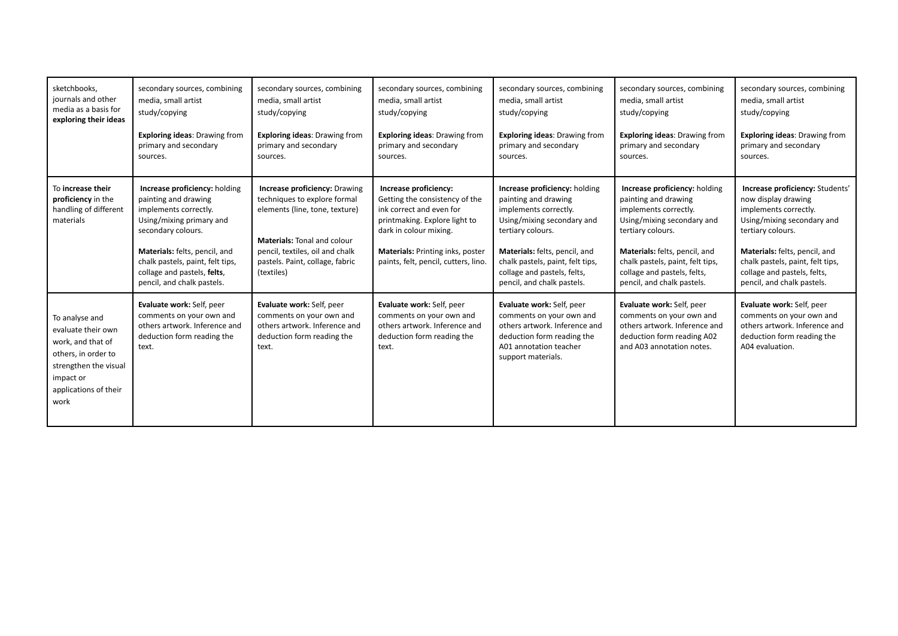| sketchbooks, journals and other media as a basis for **exploring their ideas** | secondary sources, combining media, small artist study/copying<br><br>**Exploring ideas**: Drawing from primary and secondary sources. | secondary sources, combining media, small artist study/copying<br><br>**Exploring ideas**: Drawing from primary and secondary sources. | secondary sources, combining media, small artist study/copying<br><br>**Exploring ideas**: Drawing from primary and secondary sources. | secondary sources, combining media, small artist study/copying<br><br>**Exploring ideas**: Drawing from primary and secondary sources. | secondary sources, combining media, small artist study/copying<br><br>**Exploring ideas**: Drawing from primary and secondary sources. | secondary sources, combining media, small artist study/copying<br><br>**Exploring ideas**: Drawing from primary and secondary sources. |
|---|---|---|---|---|---|---|
| To **increase their proficiency** in the handling of different materials | **Increase proficiency:** holding painting and drawing implements correctly. Using/mixing primary and secondary colours.<br><br>**Materials:** felts, pencil, and chalk pastels, paint, felt tips, collage and pastels, **felts**, pencil, and chalk pastels. | **Increase proficiency:** Drawing techniques to explore formal elements (line, tone, texture)<br><br>**Materials:** Tonal and colour pencil, textiles, oil and chalk pastels. Paint, collage, fabric (textiles) | **Increase proficiency:** Getting the consistency of the ink correct and even for printmaking. Explore light to dark in colour mixing.<br><br>**Materials:** Printing inks, poster paints, felt, pencil, cutters, lino. | **Increase proficiency:** holding painting and drawing implements correctly. Using/mixing secondary and tertiary colours.<br><br>**Materials:** felts, pencil, and chalk pastels, paint, felt tips, collage and pastels, felts, pencil, and chalk pastels. | **Increase proficiency:** holding painting and drawing implements correctly. Using/mixing secondary and tertiary colours.<br><br>**Materials:** felts, pencil, and chalk pastels, paint, felt tips, collage and pastels, felts, pencil, and chalk pastels. | **Increase proficiency:** Students' now display drawing implements correctly. Using/mixing secondary and tertiary colours.<br><br>**Materials:** felts, pencil, and chalk pastels, paint, felt tips, collage and pastels, felts, pencil, and chalk pastels. |
| To analyse and evaluate their own work, and that of others, in order to strengthen the visual impact or applications of their work | **Evaluate work:** Self, peer comments on your own and others artwork. Inference and deduction form reading the text. | **Evaluate work:** Self, peer comments on your own and others artwork. Inference and deduction form reading the text. | **Evaluate work:** Self, peer comments on your own and others artwork. Inference and deduction form reading the text. | **Evaluate work:** Self, peer comments on your own and others artwork. Inference and deduction form reading the A01 annotation teacher support materials. | **Evaluate work:** Self, peer comments on your own and others artwork. Inference and deduction form reading A02 and A03 annotation notes. | **Evaluate work:** Self, peer comments on your own and others artwork. Inference and deduction form reading the A04 evaluation. |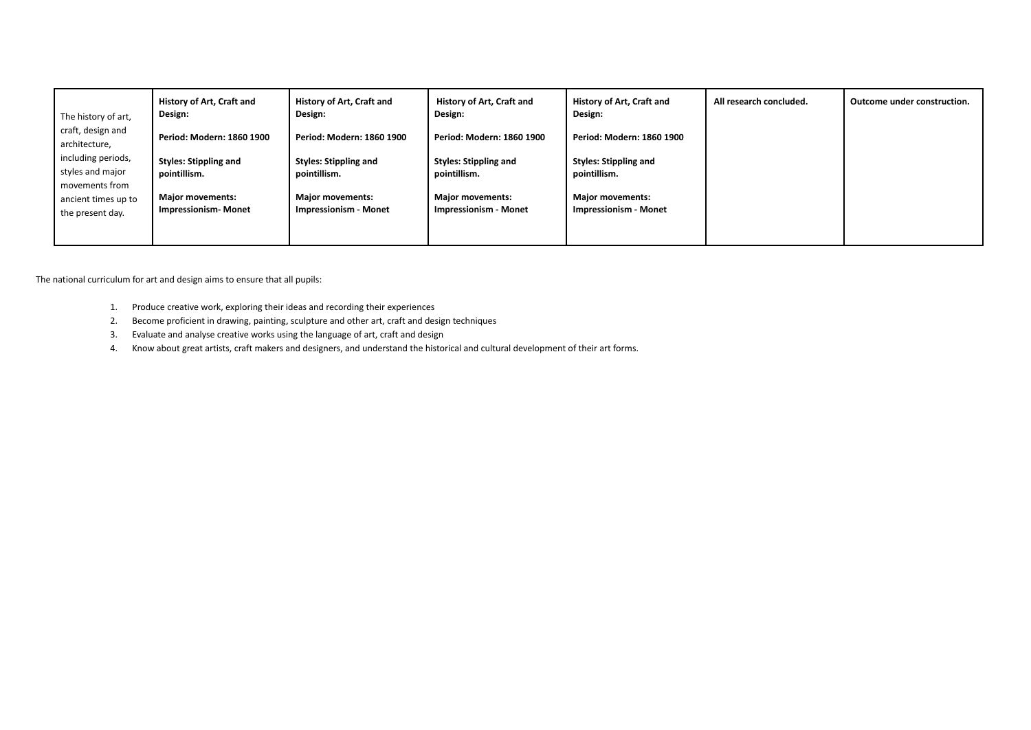| | | | | | | |
|---|---|---|---|---|---|---|
| The history of art, craft, design and architecture, including periods, styles and major movements from ancient times up to the present day. | **History of Art, Craft and Design:**<br><br>**Period: Modern: 1860 1900**<br><br>**Styles: Stippling and pointillism.**<br><br>**Major movements: Impressionism- Monet** | **History of Art, Craft and Design:**<br><br>**Period: Modern: 1860 1900**<br><br>**Styles: Stippling and pointillism.**<br><br>**Major movements: Impressionism - Monet** | **History of Art, Craft and Design:**<br><br>**Period: Modern: 1860 1900**<br><br>**Styles: Stippling and pointillism.**<br><br>**Major movements: Impressionism - Monet** | **History of Art, Craft and Design:**<br><br>**Period: Modern: 1860 1900**<br><br>**Styles: Stippling and pointillism.**<br><br>**Major movements: Impressionism - Monet** | **All research concluded.** | **Outcome under construction.** |

The national curriculum for art and design aims to ensure that all pupils:

1. Produce creative work, exploring their ideas and recording their experiences
2. Become proficient in drawing, painting, sculpture and other art, craft and design techniques
3. Evaluate and analyse creative works using the language of art, craft and design
4. Know about great artists, craft makers and designers, and understand the historical and cultural development of their art forms.